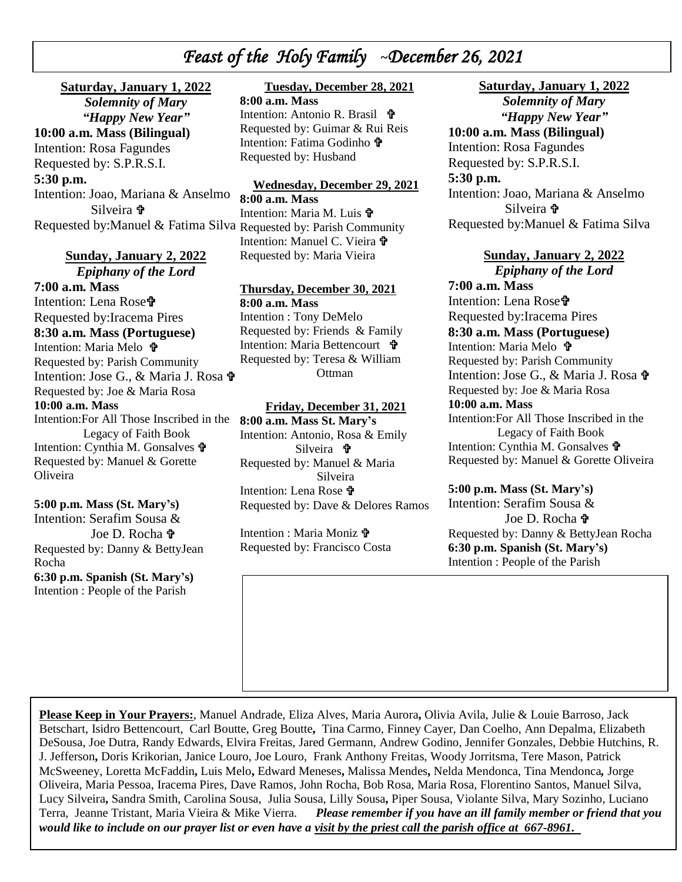# *Feast of the Holy Family ~December 26, 2021*

**Saturday, January 1, 2022**

***Solemnity of Mary***

***"Happy New Year"***

**10:00 a.m. Mass (Bilingual)**

Intention: Rosa Fagundes
Requested by: S.P.R.S.I.

**5:30 p.m.**

Intention: Joao, Mariana & Anselmo Silveira ✞
Requested by:Manuel & Fatima Silva

**Sunday, January 2, 2022**

***Epiphany of the Lord***

**7:00 a.m. Mass**

Intention: Lena Rose✞
Requested by:Iracema Pires

**8:30 a.m. Mass (Portuguese)**

Intention: Maria Melo ✞
Requested by: Parish Community
Intention: Jose G., & Maria J. Rosa ✞
Requested by: Joe & Maria Rosa

**10:00 a.m. Mass**

Intention:For All Those Inscribed in the Legacy of Faith Book
Intention: Cynthia M. Gonsalves ✞
Requested by: Manuel & Gorette Oliveira

**5:00 p.m. Mass (St. Mary's)**

Intention: Serafim Sousa & Joe D. Rocha ✞
Requested by: Danny & BettyJean Rocha

**6:30 p.m. Spanish (St. Mary's)**

Intention : People of the Parish

**Tuesday, December 28, 2021**

**8:00 a.m. Mass**

Intention: Antonio R. Brasil ✞
Requested by: Guimar & Rui Reis
Intention: Fatima Godinho ✞
Requested by: Husband

**Wednesday, December 29, 2021**

**8:00 a.m. Mass**

Intention: Maria M. Luis ✞
Requested by: Parish Community
Intention: Manuel C. Vieira ✞
Requested by: Maria Vieira

**Thursday, December 30, 2021**

**8:00 a.m. Mass**

Intention : Tony DeMelo
Requested by: Friends & Family
Intention: Maria Bettencourt ✞
Requested by: Teresa & William Ottman

**Friday, December 31, 2021**

**8:00 a.m. Mass St. Mary's**

Intention: Antonio, Rosa & Emily Silveira ✞
Requested by: Manuel & Maria Silveira
Intention: Lena Rose ✞
Requested by: Dave & Delores Ramos

Intention : Maria Moniz ✞
Requested by: Francisco Costa

**Saturday, January 1, 2022**

***Solemnity of Mary***

***"Happy New Year"***

**10:00 a.m. Mass (Bilingual)**

Intention: Rosa Fagundes
Requested by: S.P.R.S.I.

**5:30 p.m.**

Intention: Joao, Mariana & Anselmo Silveira ✞
Requested by:Manuel & Fatima Silva

**Sunday, January 2, 2022**

***Epiphany of the Lord***

**7:00 a.m. Mass**

Intention: Lena Rose✞
Requested by:Iracema Pires

**8:30 a.m. Mass (Portuguese)**

Intention: Maria Melo ✞
Requested by: Parish Community
Intention: Jose G., & Maria J. Rosa ✞
Requested by: Joe & Maria Rosa

**10:00 a.m. Mass**

Intention:For All Those Inscribed in the Legacy of Faith Book
Intention: Cynthia M. Gonsalves ✞
Requested by: Manuel & Gorette Oliveira

**5:00 p.m. Mass (St. Mary's)**

Intention: Serafim Sousa & Joe D. Rocha ✞
Requested by: Danny & BettyJean Rocha

**6:30 p.m. Spanish (St. Mary's)**

Intention : People of the Parish

**Please Keep in Your Prayers:**, Manuel Andrade, Eliza Alves, Maria Aurora, Olivia Avila, Julie & Louie Barroso, Jack Betschart, Isidro Bettencourt, Carl Boutte, Greg Boutte, Tina Carmo, Finney Cayer, Dan Coelho, Ann Depalma, Elizabeth DeSousa, Joe Dutra, Randy Edwards, Elvira Freitas, Jared Germann, Andrew Godino, Jennifer Gonzales, Debbie Hutchins, R. J. Jefferson, Doris Krikorian, Janice Louro, Joe Louro, Frank Anthony Freitas, Woody Jorritsma, Tere Mason, Patrick McSweeney, Loretta McFaddin, Luis Melo, Edward Meneses, Malissa Mendes, Nelda Mendonca, Tina Mendonca, Jorge Oliveira, Maria Pessoa, Iracema Pires, Dave Ramos, John Rocha, Bob Rosa, Maria Rosa, Florentino Santos, Manuel Silva, Lucy Silveira, Sandra Smith, Carolina Sousa, Julia Sousa, Lilly Sousa, Piper Sousa, Violante Silva, Mary Sozinho, Luciano Terra, Jeanne Tristant, Maria Vieira & Mike Vierra. ***Please remember if you have an ill family member or friend that you would like to include on our prayer list or even have a visit by the priest call the parish office at 667-8961.***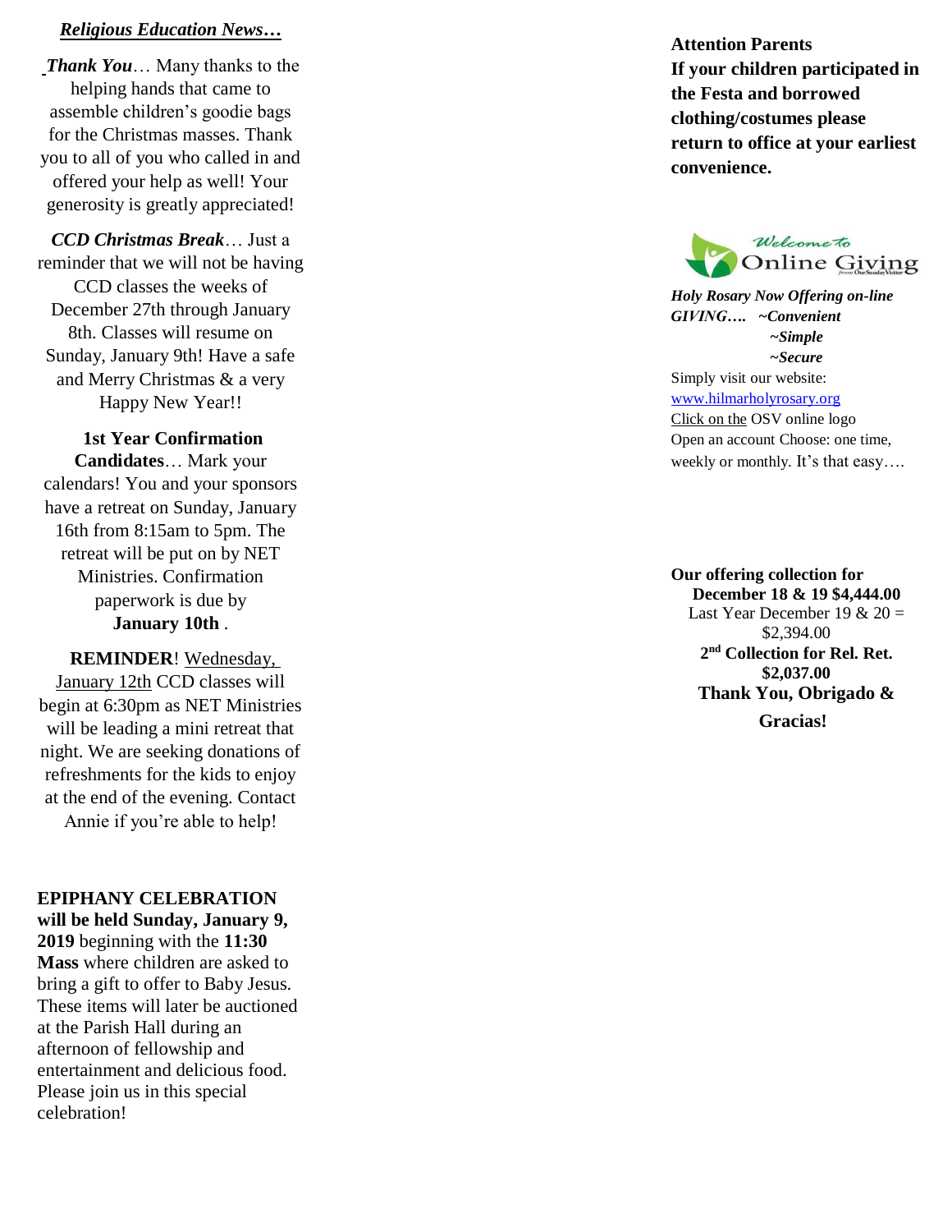## *Religious Education News…*

***Thank You***… Many thanks to the helping hands that came to assemble children's goodie bags for the Christmas masses. Thank you to all of you who called in and offered your help as well! Your generosity is greatly appreciated!

***CCD Christmas Break***… Just a reminder that we will not be having CCD classes the weeks of December 27th through January 8th. Classes will resume on Sunday, January 9th! Have a safe and Merry Christmas & a very Happy New Year!!

**1st Year Confirmation Candidates**… Mark your calendars! You and your sponsors have a retreat on Sunday, January 16th from 8:15am to 5pm. The retreat will be put on by NET Ministries. Confirmation paperwork is due by **January 10th** .

**REMINDER**! Wednesday, January 12th CCD classes will begin at 6:30pm as NET Ministries will be leading a mini retreat that night. We are seeking donations of refreshments for the kids to enjoy at the end of the evening. Contact Annie if you're able to help!

**EPIPHANY CELEBRATION will be held Sunday, January 9, 2019** beginning with the **11:30 Mass** where children are asked to bring a gift to offer to Baby Jesus. These items will later be auctioned at the Parish Hall during an afternoon of fellowship and entertainment and delicious food. Please join us in this special celebration!

**Attention Parents**
**If your children participated in the Festa and borrowed clothing/costumes please return to office at your earliest convenience.**

Welcome to Online Giving

***Holy Rosary Now Offering on-line GIVING….*** ***~Convenient***
***~Simple***
***~Secure***

Simply visit our website:
www.hilmarholyrosary.org
Click on the OSV online logo
Open an account Choose: one time, weekly or monthly. It's that easy….

**Our offering collection for December 18 & 19 $4,444.00**
Last Year December 19 & 20 = $2,394.00
**2nd Collection for Rel. Ret. $2,037.00**
**Thank You, Obrigado & Gracias!**